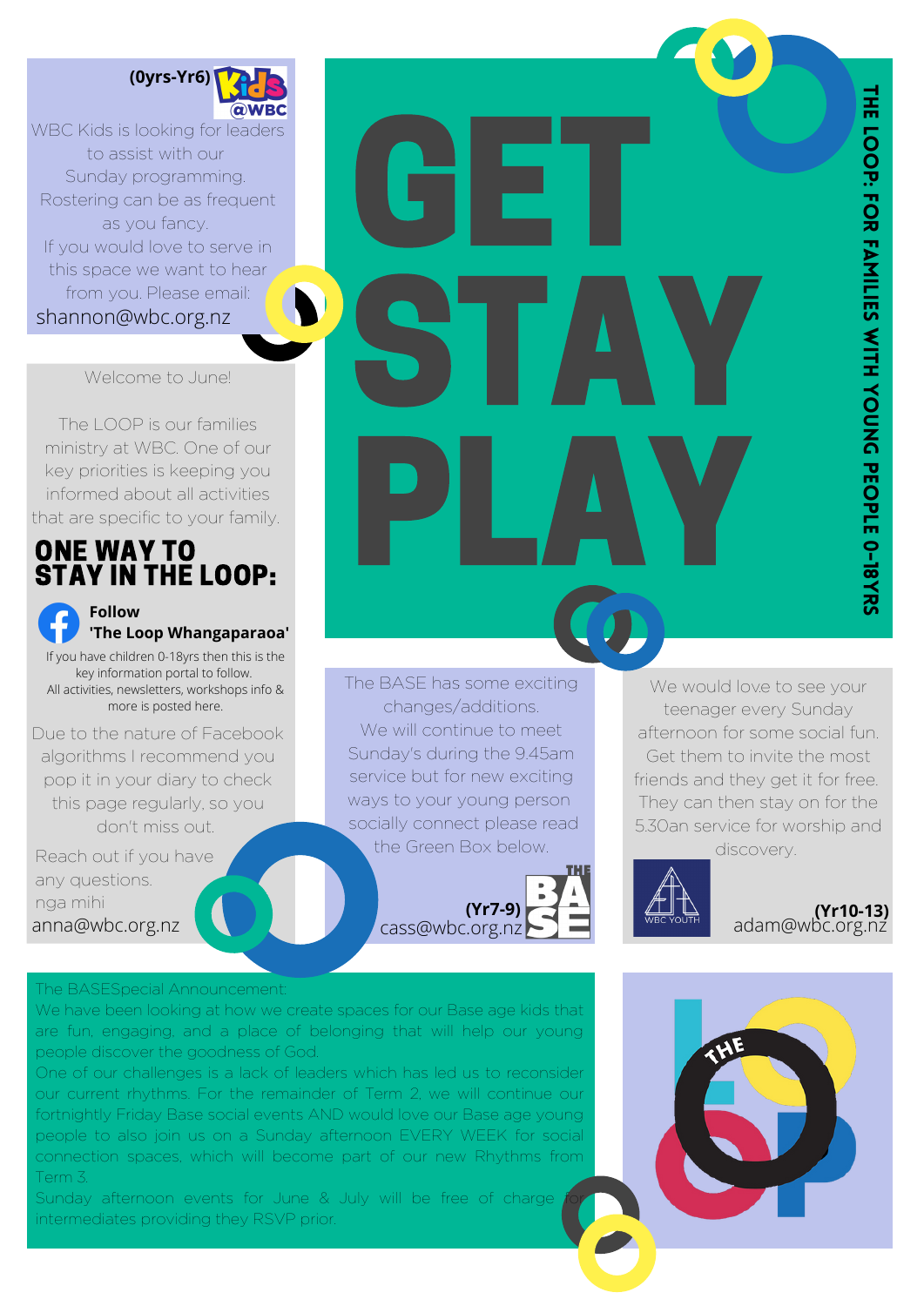# GET STAY PLAY

THE LOOP: FOR FAMILIES WITH YOUNG PEOPLE 0-18YRS

**(0yrs-Yr6)** Kids @WBC

WBC Kids is looking for leaders to assist with our Sunday programming. Rostering can be as frequent as you fancy. If you would love to serve in this space we want to hear from you. Please email: shannon@wbc.org.nz

Welcome to June!

The LOOP is our families ministry at WBC. One of our key priorities is keeping you informed about all activities that are specific to your family.

## ONE WAY TO STAY IN THE LOOP:

**Follow 'The Loop Whangaparaoa'**

If you have children 0-18yrs then this is the key information portal to follow. All activities, newsletters, workshops info & more is posted here.

Due to the nature of Facebook algorithms I recommend you pop it in your diary to check this page regularly, so you don't miss out.

Reach out if you have any questions.
nga mihi
anna@wbc.org.nz

The BASE has some exciting changes/additions. We will continue to meet Sunday's during the 9.45am service but for new exciting ways to your young person socially connect please read the Green Box below.

**(Yr7-9)** THE BASE
cass@wbc.org.nz

We would love to see your teenager every Sunday afternoon for some social fun. Get them to invite the most friends and they get it for free. They can then stay on for the 5.30an service for worship and discovery.

WBC YOUTH **(Yr10-13)**
adam@wbc.org.nz

The BASESpecial Announcement:
We have been looking at how we create spaces for our Base age kids that are fun, engaging, and a place of belonging that will help our young people discover the goodness of God.
One of our challenges is a lack of leaders which has led us to reconsider our current rhythms. For the remainder of Term 2, we will continue our fortnightly Friday Base social events AND would love our Base age young people to also join us on a Sunday afternoon EVERY WEEK for social connection spaces, which will become part of our new Rhythms from Term 3.
Sunday afternoon events for June & July will be free of charge for intermediates providing they RSVP prior.

THE LOOP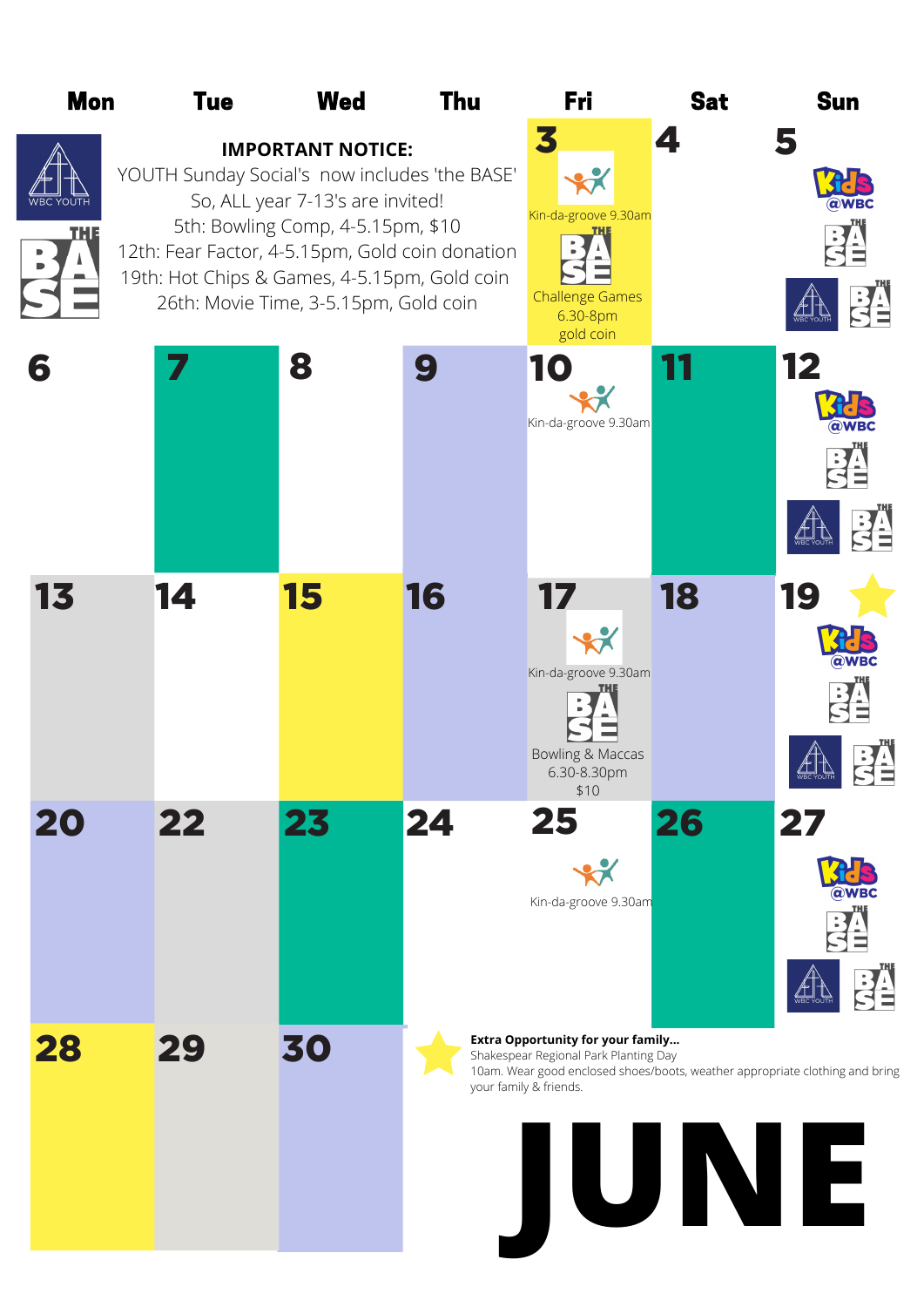# JUNE

**IMPORTANT NOTICE:**

YOUTH Sunday Social's now includes 'the BASE'
So, ALL year 7-13's are invited!
5th: Bowling Comp, 4-5.15pm, $10
12th: Fear Factor, 4-5.15pm, Gold coin donation
19th: Hot Chips & Games, 4-5.15pm, Gold coin
26th: Movie Time, 3-5.15pm, Gold coin

| Mon | Tue | Wed | Thu | Fri | Sat | Sun |
|---|---|---|---|---|---|---|
| | | | | 3 Kin-da-groove 9.30am; THE BASE Challenge Games 6.30-8pm gold coin | 4 | 5 Kids @WBC; THE BASE; WBC YOUTH THE BASE |
| 6 | 7 | 8 | 9 | 10 Kin-da-groove 9.30am | 11 | 12 Kids @WBC; THE BASE; WBC YOUTH THE BASE |
| 13 | 14 | 15 | 16 | 17 Kin-da-groove 9.30am; THE BASE Bowling & Maccas 6.30-8.30pm $10 | 18 | 19 ★ Kids @WBC; THE BASE; WBC YOUTH THE BASE |
| 20 | 22 | 23 | 24 | 25 Kin-da-groove 9.30am | 26 | 27 Kids @WBC; THE BASE; WBC YOUTH THE BASE |
| 28 | 29 | 30 | | | | |

★ **Extra Opportunity for your family...**
Shakespear Regional Park Planting Day
10am. Wear good enclosed shoes/boots, weather appropriate clothing and bring your family & friends.